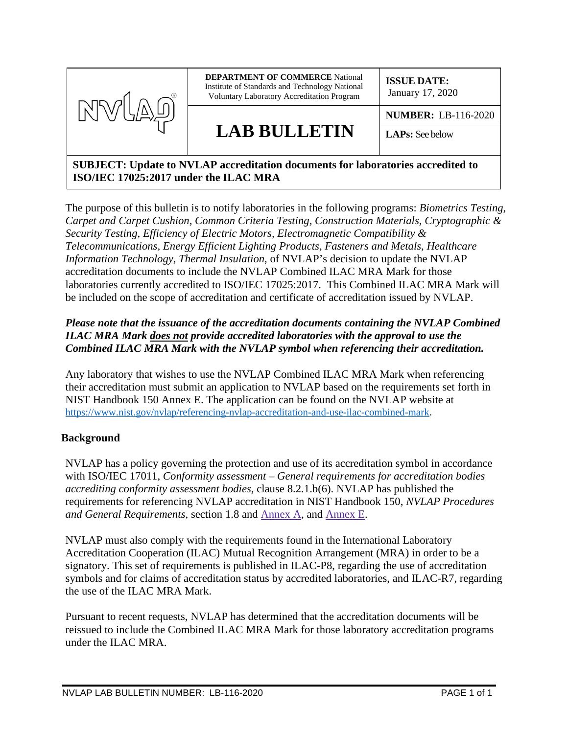| NVLAP® | **DEPARTMENT OF COMMERCE** National Institute of Standards and Technology National Voluntary Laboratory Accreditation Program | **ISSUE DATE:** January 17, 2020 |
| --- | --- | --- |
| | **LAB BULLETIN** | **NUMBER:** LB-116-2020 |
| | | **LAPs:** See below |

**SUBJECT: Update to NVLAP accreditation documents for laboratories accredited to ISO/IEC 17025:2017 under the ILAC MRA**

The purpose of this bulletin is to notify laboratories in the following programs: *Biometrics Testing, Carpet and Carpet Cushion, Common Criteria Testing, Construction Materials, Cryptographic & Security Testing, Efficiency of Electric Motors, Electromagnetic Compatibility & Telecommunications, Energy Efficient Lighting Products, Fasteners and Metals, Healthcare Information Technology, Thermal Insulation*, of NVLAP's decision to update the NVLAP accreditation documents to include the NVLAP Combined ILAC MRA Mark for those laboratories currently accredited to ISO/IEC 17025:2017. This Combined ILAC MRA Mark will be included on the scope of accreditation and certificate of accreditation issued by NVLAP.

***Please note that the issuance of the accreditation documents containing the NVLAP Combined ILAC MRA Mark <u>does not</u> provide accredited laboratories with the approval to use the Combined ILAC MRA Mark with the NVLAP symbol when referencing their accreditation.***

Any laboratory that wishes to use the NVLAP Combined ILAC MRA Mark when referencing their accreditation must submit an application to NVLAP based on the requirements set forth in NIST Handbook 150 Annex E. The application can be found on the NVLAP website at https://www.nist.gov/nvlap/referencing-nvlap-accreditation-and-use-ilac-combined-mark.

## Background

NVLAP has a policy governing the protection and use of its accreditation symbol in accordance with ISO/IEC 17011, *Conformity assessment – General requirements for accreditation bodies accrediting conformity assessment bodies*, clause 8.2.1.b(6). NVLAP has published the requirements for referencing NVLAP accreditation in NIST Handbook 150, *NVLAP Procedures and General Requirements*, section 1.8 and Annex A, and Annex E.

NVLAP must also comply with the requirements found in the International Laboratory Accreditation Cooperation (ILAC) Mutual Recognition Arrangement (MRA) in order to be a signatory. This set of requirements is published in ILAC-P8, regarding the use of accreditation symbols and for claims of accreditation status by accredited laboratories, and ILAC-R7, regarding the use of the ILAC MRA Mark.

Pursuant to recent requests, NVLAP has determined that the accreditation documents will be reissued to include the Combined ILAC MRA Mark for those laboratory accreditation programs under the ILAC MRA.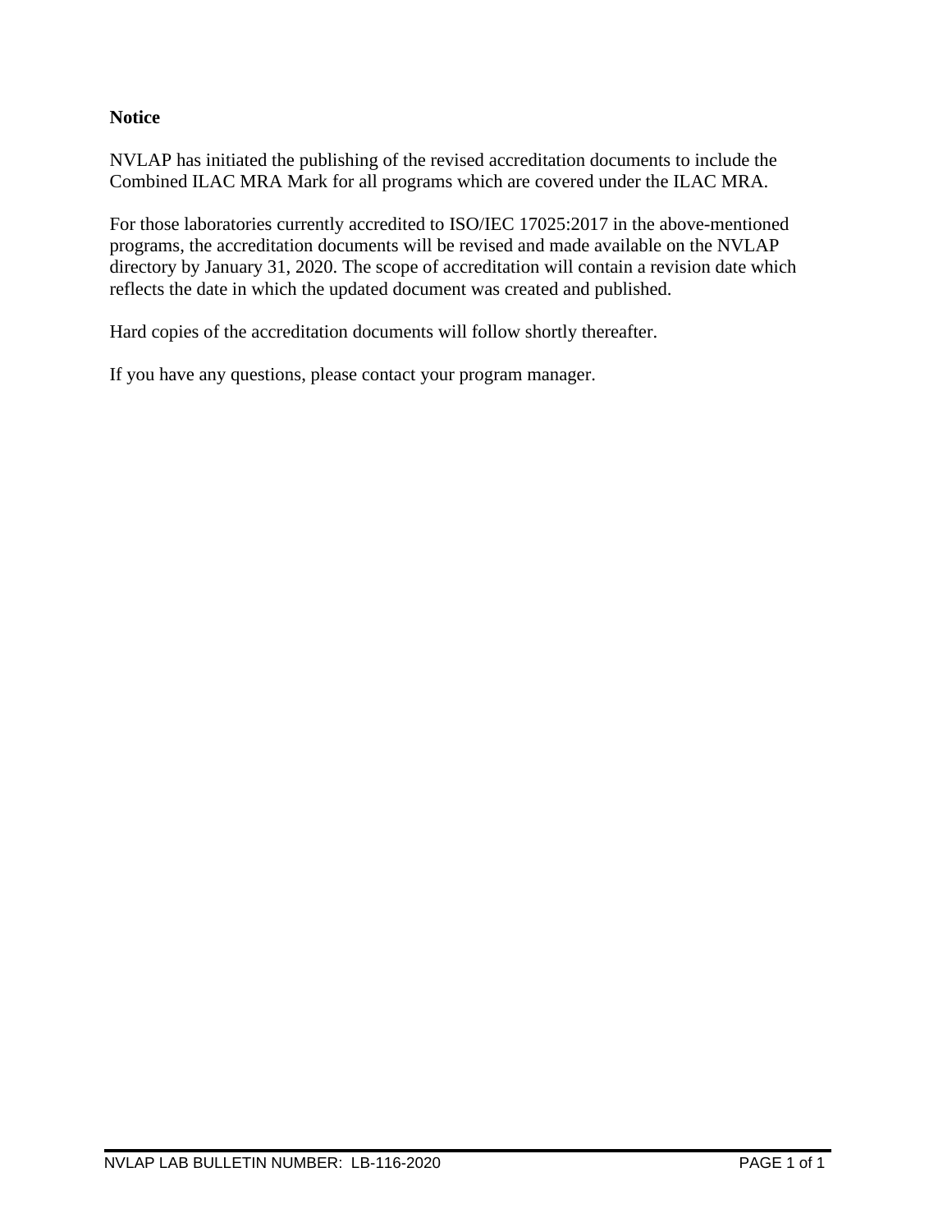**Notice**

NVLAP has initiated the publishing of the revised accreditation documents to include the Combined ILAC MRA Mark for all programs which are covered under the ILAC MRA.

For those laboratories currently accredited to ISO/IEC 17025:2017 in the above-mentioned programs, the accreditation documents will be revised and made available on the NVLAP directory by January 31, 2020. The scope of accreditation will contain a revision date which reflects the date in which the updated document was created and published.

Hard copies of the accreditation documents will follow shortly thereafter.

If you have any questions, please contact your program manager.